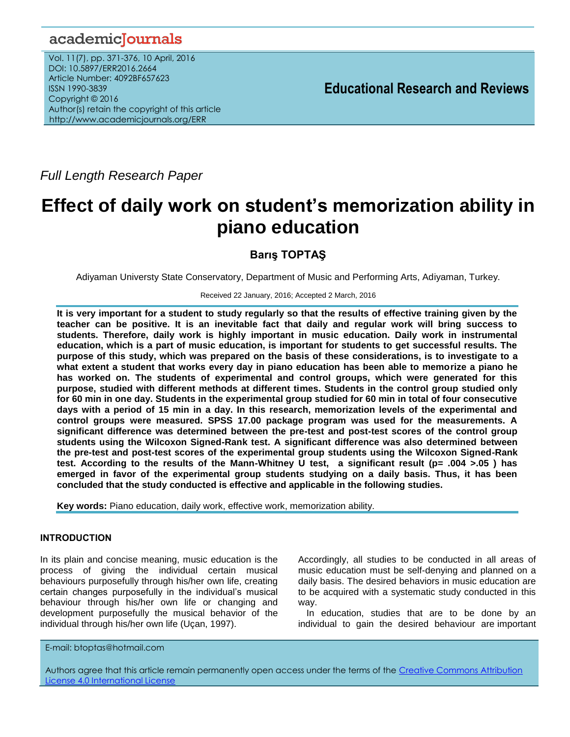*Full Length Research Paper*

# Effect of daily work on student's memorization ability in piano education

**Barış TOPTAŞ**

Adiyaman Universty State Conservatory, Department of Music and Performing Arts, Adiyaman, Turkey.

Received 22 January, 2016; Accepted 2 March, 2016

**It is very important for a student to study regularly so that the results of effective training given by the teacher can be positive. It is an inevitable fact that daily and regular work will bring success to students. Therefore, daily work is highly important in music education. Daily work in instrumental education, which is a part of music education, is important for students to get successful results. The purpose of this study, which was prepared on the basis of these considerations, is to investigate to a what extent a student that works every day in piano education has been able to memorize a piano he has worked on. The students of experimental and control groups, which were generated for this purpose, studied with different methods at different times. Students in the control group studied only for 60 min in one day. Students in the experimental group studied for 60 min in total of four consecutive days with a period of 15 min in a day. In this research, memorization levels of the experimental and control groups were measured. SPSS 17.00 package program was used for the measurements. A significant difference was determined between the pre-test and post-test scores of the control group students using the Wilcoxon Signed-Rank test. A significant difference was also determined between the pre-test and post-test scores of the experimental group students using the Wilcoxon Signed-Rank test. According to the results of the Mann-Whitney U test, a significant result ($p= .004 >.05$ ) has emerged in favor of the experimental group students studying on a daily basis. Thus, it has been concluded that the study conducted is effective and applicable in the following studies.**

**Key words:** Piano education, daily work, effective work, memorization ability.

## INTRODUCTION

In its plain and concise meaning, music education is the process of giving the individual certain musical behaviours purposefully through his/her own life, creating certain changes purposefully in the individual's musical behaviour through his/her own life or changing and development purposefully the musical behavior of the individual through his/her own life (Uçan, 1997).

Accordingly, all studies to be conducted in all areas of music education must be self-denying and planned on a daily basis. The desired behaviors in music education are to be acquired with a systematic study conducted in this way.

In education, studies that are to be done by an individual to gain the desired behaviour are important

E-mail: btoptas@hotmail.com

Authors agree that this article remain permanently open access under the terms of the Creative Commons Attribution License 4.0 International License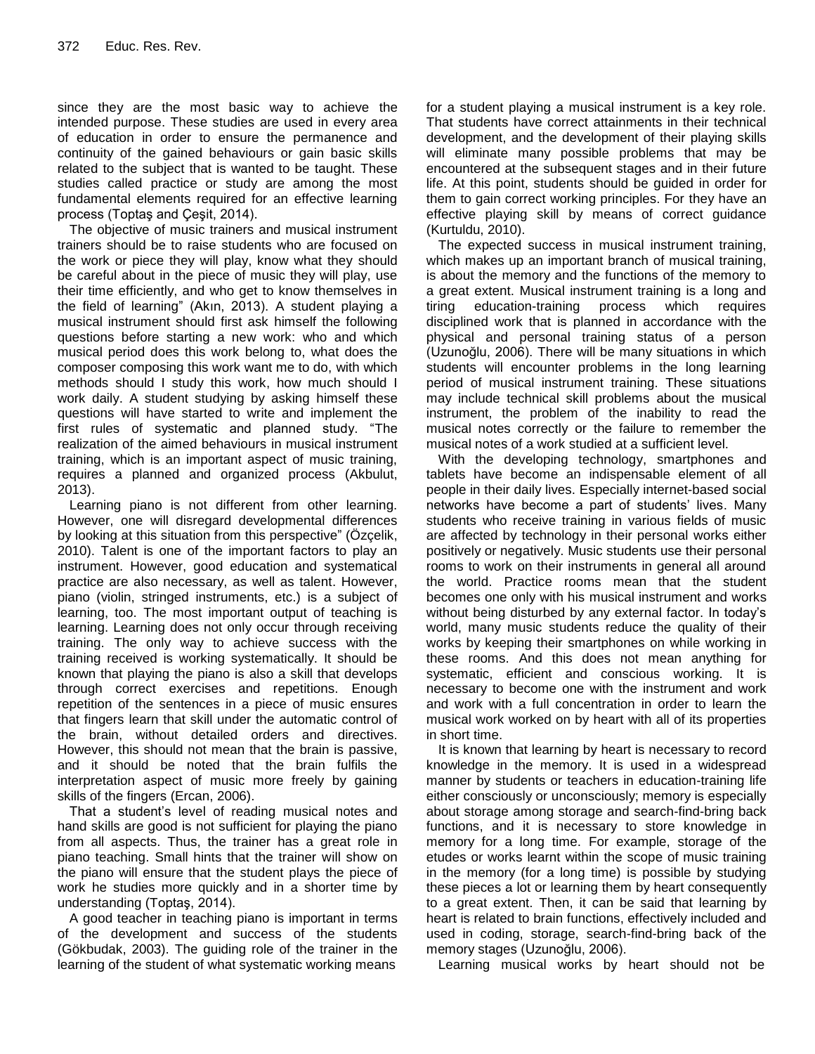since they are the most basic way to achieve the intended purpose. These studies are used in every area of education in order to ensure the permanence and continuity of the gained behaviours or gain basic skills related to the subject that is wanted to be taught. These studies called practice or study are among the most fundamental elements required for an effective learning process (Toptaş and Çeşit, 2014).

The objective of music trainers and musical instrument trainers should be to raise students who are focused on the work or piece they will play, know what they should be careful about in the piece of music they will play, use their time efficiently, and who get to know themselves in the field of learning" (Akın, 2013). A student playing a musical instrument should first ask himself the following questions before starting a new work: who and which musical period does this work belong to, what does the composer composing this work want me to do, with which methods should I study this work, how much should I work daily. A student studying by asking himself these questions will have started to write and implement the first rules of systematic and planned study. "The realization of the aimed behaviours in musical instrument training, which is an important aspect of music training, requires a planned and organized process (Akbulut, 2013).

Learning piano is not different from other learning. However, one will disregard developmental differences by looking at this situation from this perspective" (Özçelik, 2010). Talent is one of the important factors to play an instrument. However, good education and systematical practice are also necessary, as well as talent. However, piano (violin, stringed instruments, etc.) is a subject of learning, too. The most important output of teaching is learning. Learning does not only occur through receiving training. The only way to achieve success with the training received is working systematically. It should be known that playing the piano is also a skill that develops through correct exercises and repetitions. Enough repetition of the sentences in a piece of music ensures that fingers learn that skill under the automatic control of the brain, without detailed orders and directives. However, this should not mean that the brain is passive, and it should be noted that the brain fulfils the interpretation aspect of music more freely by gaining skills of the fingers (Ercan, 2006).

That a student's level of reading musical notes and hand skills are good is not sufficient for playing the piano from all aspects. Thus, the trainer has a great role in piano teaching. Small hints that the trainer will show on the piano will ensure that the student plays the piece of work he studies more quickly and in a shorter time by understanding (Toptaş, 2014).

A good teacher in teaching piano is important in terms of the development and success of the students (Gökbudak, 2003). The guiding role of the trainer in the learning of the student of what systematic working means for a student playing a musical instrument is a key role. That students have correct attainments in their technical development, and the development of their playing skills will eliminate many possible problems that may be encountered at the subsequent stages and in their future life. At this point, students should be guided in order for them to gain correct working principles. For they have an effective playing skill by means of correct guidance (Kurtuldu, 2010).

The expected success in musical instrument training, which makes up an important branch of musical training, is about the memory and the functions of the memory to a great extent. Musical instrument training is a long and tiring education-training process which requires disciplined work that is planned in accordance with the physical and personal training status of a person (Uzunoğlu, 2006). There will be many situations in which students will encounter problems in the long learning period of musical instrument training. These situations may include technical skill problems about the musical instrument, the problem of the inability to read the musical notes correctly or the failure to remember the musical notes of a work studied at a sufficient level.

With the developing technology, smartphones and tablets have become an indispensable element of all people in their daily lives. Especially internet-based social networks have become a part of students' lives. Many students who receive training in various fields of music are affected by technology in their personal works either positively or negatively. Music students use their personal rooms to work on their instruments in general all around the world. Practice rooms mean that the student becomes one only with his musical instrument and works without being disturbed by any external factor. In today's world, many music students reduce the quality of their works by keeping their smartphones on while working in these rooms. And this does not mean anything for systematic, efficient and conscious working. It is necessary to become one with the instrument and work and work with a full concentration in order to learn the musical work worked on by heart with all of its properties in short time.

It is known that learning by heart is necessary to record knowledge in the memory. It is used in a widespread manner by students or teachers in education-training life either consciously or unconsciously; memory is especially about storage among storage and search-find-bring back functions, and it is necessary to store knowledge in memory for a long time. For example, storage of the etudes or works learnt within the scope of music training in the memory (for a long time) is possible by studying these pieces a lot or learning them by heart consequently to a great extent. Then, it can be said that learning by heart is related to brain functions, effectively included and used in coding, storage, search-find-bring back of the memory stages (Uzunoğlu, 2006).

Learning musical works by heart should not be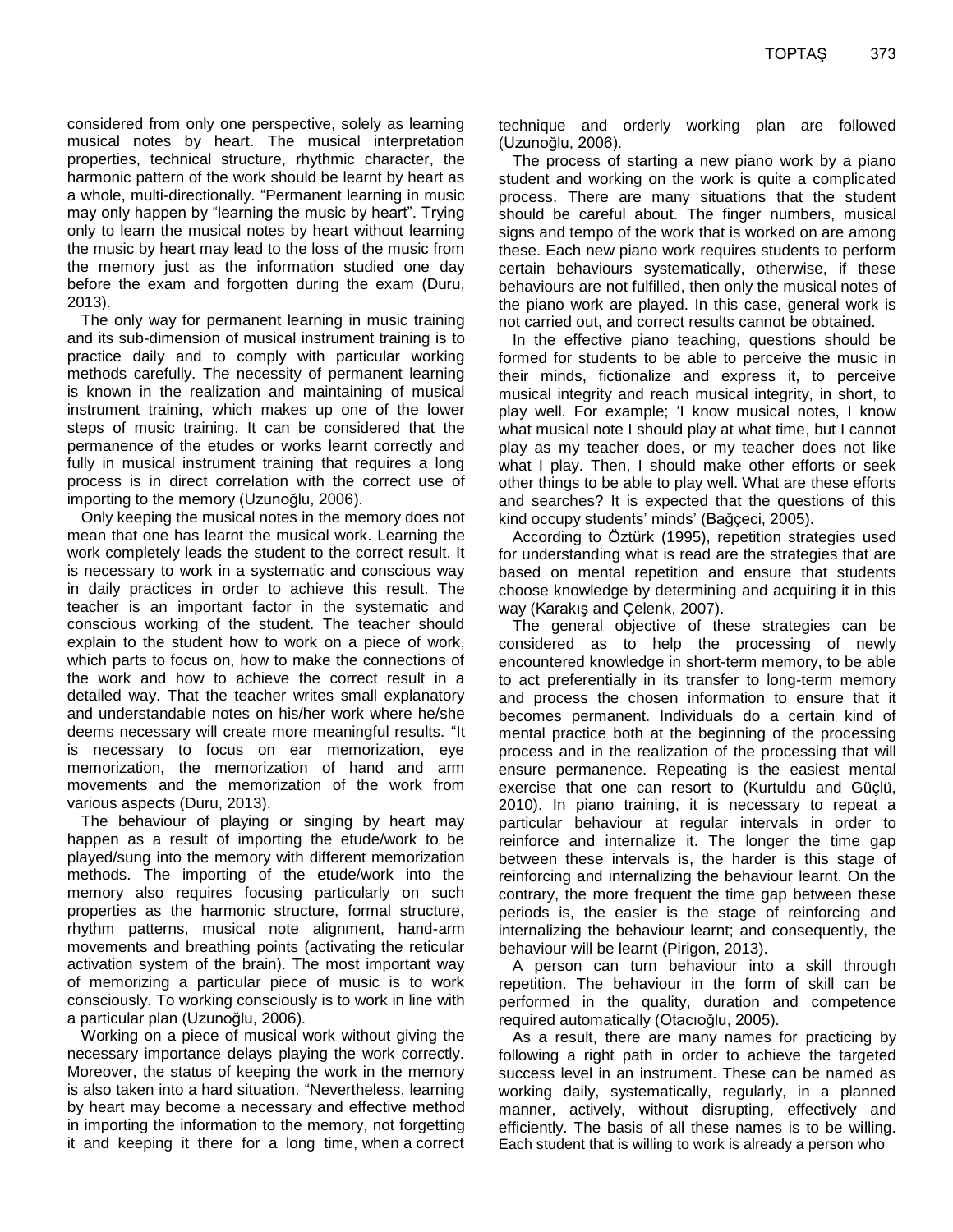considered from only one perspective, solely as learning musical notes by heart. The musical interpretation properties, technical structure, rhythmic character, the harmonic pattern of the work should be learnt by heart as a whole, multi-directionally. "Permanent learning in music may only happen by "learning the music by heart". Trying only to learn the musical notes by heart without learning the music by heart may lead to the loss of the music from the memory just as the information studied one day before the exam and forgotten during the exam (Duru, 2013).

The only way for permanent learning in music training and its sub-dimension of musical instrument training is to practice daily and to comply with particular working methods carefully. The necessity of permanent learning is known in the realization and maintaining of musical instrument training, which makes up one of the lower steps of music training. It can be considered that the permanence of the etudes or works learnt correctly and fully in musical instrument training that requires a long process is in direct correlation with the correct use of importing to the memory (Uzunoğlu, 2006).

Only keeping the musical notes in the memory does not mean that one has learnt the musical work. Learning the work completely leads the student to the correct result. It is necessary to work in a systematic and conscious way in daily practices in order to achieve this result. The teacher is an important factor in the systematic and conscious working of the student. The teacher should explain to the student how to work on a piece of work, which parts to focus on, how to make the connections of the work and how to achieve the correct result in a detailed way. That the teacher writes small explanatory and understandable notes on his/her work where he/she deems necessary will create more meaningful results. "It is necessary to focus on ear memorization, eye memorization, the memorization of hand and arm movements and the memorization of the work from various aspects (Duru, 2013).

The behaviour of playing or singing by heart may happen as a result of importing the etude/work to be played/sung into the memory with different memorization methods. The importing of the etude/work into the memory also requires focusing particularly on such properties as the harmonic structure, formal structure, rhythm patterns, musical note alignment, hand-arm movements and breathing points (activating the reticular activation system of the brain). The most important way of memorizing a particular piece of music is to work consciously. To working consciously is to work in line with a particular plan (Uzunoğlu, 2006).

Working on a piece of musical work without giving the necessary importance delays playing the work correctly. Moreover, the status of keeping the work in the memory is also taken into a hard situation. "Nevertheless, learning by heart may become a necessary and effective method in importing the information to the memory, not forgetting it and keeping it there for a long time, when a correct technique and orderly working plan are followed (Uzunoğlu, 2006).

The process of starting a new piano work by a piano student and working on the work is quite a complicated process. There are many situations that the student should be careful about. The finger numbers, musical signs and tempo of the work that is worked on are among these. Each new piano work requires students to perform certain behaviours systematically, otherwise, if these behaviours are not fulfilled, then only the musical notes of the piano work are played. In this case, general work is not carried out, and correct results cannot be obtained.

In the effective piano teaching, questions should be formed for students to be able to perceive the music in their minds, fictionalize and express it, to perceive musical integrity and reach musical integrity, in short, to play well. For example; 'I know musical notes, I know what musical note I should play at what time, but I cannot play as my teacher does, or my teacher does not like what I play. Then, I should make other efforts or seek other things to be able to play well. What are these efforts and searches? It is expected that the questions of this kind occupy students' minds' (Bağçeci, 2005).

According to Öztürk (1995), repetition strategies used for understanding what is read are the strategies that are based on mental repetition and ensure that students choose knowledge by determining and acquiring it in this way (Karakış and Çelenk, 2007).

The general objective of these strategies can be considered as to help the processing of newly encountered knowledge in short-term memory, to be able to act preferentially in its transfer to long-term memory and process the chosen information to ensure that it becomes permanent. Individuals do a certain kind of mental practice both at the beginning of the processing process and in the realization of the processing that will ensure permanence. Repeating is the easiest mental exercise that one can resort to (Kurtuldu and Güçlü, 2010). In piano training, it is necessary to repeat a particular behaviour at regular intervals in order to reinforce and internalize it. The longer the time gap between these intervals is, the harder is this stage of reinforcing and internalizing the behaviour learnt. On the contrary, the more frequent the time gap between these periods is, the easier is the stage of reinforcing and internalizing the behaviour learnt; and consequently, the behaviour will be learnt (Pirigon, 2013).

A person can turn behaviour into a skill through repetition. The behaviour in the form of skill can be performed in the quality, duration and competence required automatically (Otacıoğlu, 2005).

As a result, there are many names for practicing by following a right path in order to achieve the targeted success level in an instrument. These can be named as working daily, systematically, regularly, in a planned manner, actively, without disrupting, effectively and efficiently. The basis of all these names is to be willing. Each student that is willing to work is already a person who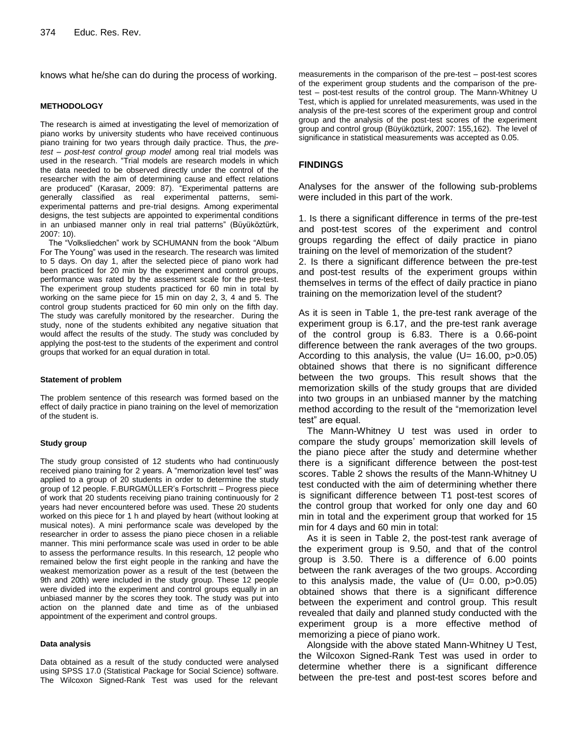knows what he/she can do during the process of working.

## METHODOLOGY

The research is aimed at investigating the level of memorization of piano works by university students who have received continuous piano training for two years through daily practice. Thus, the *pre-test – post-test control group model* among real trial models was used in the research. "Trial models are research models in which the data needed to be observed directly under the control of the researcher with the aim of determining cause and effect relations are produced" (Karasar, 2009: 87). "Experimental patterns are generally classified as real experimental patterns, semi-experimental patterns and pre-trial designs. Among experimental designs, the test subjects are appointed to experimental conditions in an unbiased manner only in real trial patterns" (Büyüköztürk, 2007: 10).

The "Volksliedchen" work by SCHUMANN from the book "Album For The Young" was used in the research. The research was limited to 5 days. On day 1, after the selected piece of piano work had been practiced for 20 min by the experiment and control groups, performance was rated by the assessment scale for the pre-test. The experiment group students practiced for 60 min in total by working on the same piece for 15 min on day 2, 3, 4 and 5. The control group students practiced for 60 min only on the fifth day. The study was carefully monitored by the researcher. During the study, none of the students exhibited any negative situation that would affect the results of the study. The study was concluded by applying the post-test to the students of the experiment and control groups that worked for an equal duration in total.

### Statement of problem

The problem sentence of this research was formed based on the effect of daily practice in piano training on the level of memorization of the student is.

### Study group

The study group consisted of 12 students who had continuously received piano training for 2 years. A "memorization level test" was applied to a group of 20 students in order to determine the study group of 12 people. F.BURGMÜLLER's Fortschritt – Progress piece of work that 20 students receiving piano training continuously for 2 years had never encountered before was used. These 20 students worked on this piece for 1 h and played by heart (without looking at musical notes). A mini performance scale was developed by the researcher in order to assess the piano piece chosen in a reliable manner. This mini performance scale was used in order to be able to assess the performance results. In this research, 12 people who remained below the first eight people in the ranking and have the weakest memorization power as a result of the test (between the 9th and 20th) were included in the study group. These 12 people were divided into the experiment and control groups equally in an unbiased manner by the scores they took. The study was put into action on the planned date and time as of the unbiased appointment of the experiment and control groups.

### Data analysis

Data obtained as a result of the study conducted were analysed using SPSS 17.0 (Statistical Package for Social Science) software. The Wilcoxon Signed-Rank Test was used for the relevant measurements in the comparison of the pre-test – post-test scores of the experiment group students and the comparison of the pre-test – post-test results of the control group. The Mann-Whitney U Test, which is applied for unrelated measurements, was used in the analysis of the pre-test scores of the experiment group and control group and the analysis of the post-test scores of the experiment group and control group (Büyüköztürk, 2007: 155,162). The level of significance in statistical measurements was accepted as 0.05.

## FINDINGS

Analyses for the answer of the following sub-problems were included in this part of the work.

1. Is there a significant difference in terms of the pre-test and post-test scores of the experiment and control groups regarding the effect of daily practice in piano training on the level of memorization of the student?
2. Is there a significant difference between the pre-test and post-test results of the experiment groups within themselves in terms of the effect of daily practice in piano training on the memorization level of the student?

As it is seen in Table 1, the pre-test rank average of the experiment group is 6.17, and the pre-test rank average of the control group is 6.83. There is a 0.66-point difference between the rank averages of the two groups. According to this analysis, the value ($U= 16.00$, $p>0.05$) obtained shows that there is no significant difference between the two groups. This result shows that the memorization skills of the study groups that are divided into two groups in an unbiased manner by the matching method according to the result of the "memorization level test" are equal.

The Mann-Whitney U test was used in order to compare the study groups' memorization skill levels of the piano piece after the study and determine whether there is a significant difference between the post-test scores. Table 2 shows the results of the Mann-Whitney U test conducted with the aim of determining whether there is significant difference between T1 post-test scores of the control group that worked for only one day and 60 min in total and the experiment group that worked for 15 min for 4 days and 60 min in total:

As it is seen in Table 2, the post-test rank average of the experiment group is 9.50, and that of the control group is 3.50. There is a difference of 6.00 points between the rank averages of the two groups. According to this analysis made, the value of ($U= 0.00$, $p>0.05$) obtained shows that there is a significant difference between the experiment and control group. This result revealed that daily and planned study conducted with the experiment group is a more effective method of memorizing a piece of piano work.

Alongside with the above stated Mann-Whitney U Test, the Wilcoxon Signed-Rank Test was used in order to determine whether there is a significant difference between the pre-test and post-test scores before and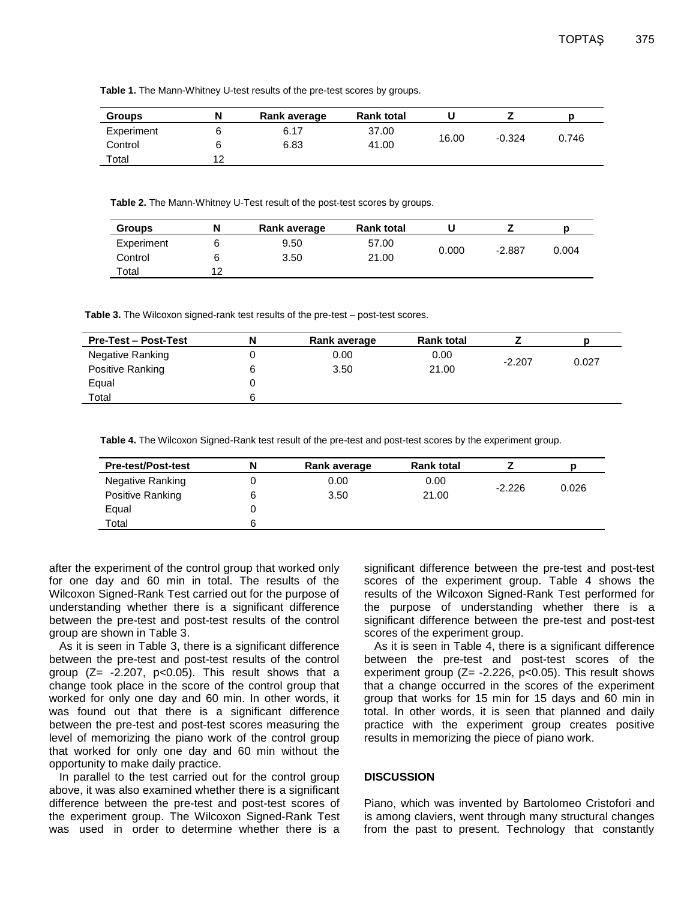**Table 1.** The Mann-Whitney U-test results of the pre-test scores by groups.

| Groups | N | Rank average | Rank total | U | Z | p |
|---|---|---|---|---|---|---|
| Experiment | 6 | 6.17 | 37.00 | 16.00 | -0.324 | 0.746 |
| Control | 6 | 6.83 | 41.00 | | | |
| Total | 12 | | | | | |

**Table 2.** The Mann-Whitney U-Test result of the post-test scores by groups.

| Groups | N | Rank average | Rank total | U | Z | p |
|---|---|---|---|---|---|---|
| Experiment | 6 | 9.50 | 57.00 | 0.000 | -2.887 | 0.004 |
| Control | 6 | 3.50 | 21.00 | | | |
| Total | 12 | | | | | |

**Table 3.** The Wilcoxon signed-rank test results of the pre-test – post-test scores.

| Pre-Test – Post-Test | N | Rank average | Rank total | Z | p |
|---|---|---|---|---|---|
| Negative Ranking | 0 | 0.00 | 0.00 | -2.207 | 0.027 |
| Positive Ranking | 6 | 3.50 | 21.00 | | |
| Equal | 0 | | | | |
| Total | 6 | | | | |

**Table 4.** The Wilcoxon Signed-Rank test result of the pre-test and post-test scores by the experiment group.

| Pre-test/Post-test | N | Rank average | Rank total | Z | p |
|---|---|---|---|---|---|
| Negative Ranking | 0 | 0.00 | 0.00 | -2.226 | 0.026 |
| Positive Ranking | 6 | 3.50 | 21.00 | | |
| Equal | 0 | | | | |
| Total | 6 | | | | |

after the experiment of the control group that worked only for one day and 60 min in total. The results of the Wilcoxon Signed-Rank Test carried out for the purpose of understanding whether there is a significant difference between the pre-test and post-test results of the control group are shown in Table 3.

As it is seen in Table 3, there is a significant difference between the pre-test and post-test results of the control group ($Z= -2.207$, $p<0.05$). This result shows that a change took place in the score of the control group that worked for only one day and 60 min. In other words, it was found out that there is a significant difference between the pre-test and post-test scores measuring the level of memorizing the piano work of the control group that worked for only one day and 60 min without the opportunity to make daily practice.

In parallel to the test carried out for the control group above, it was also examined whether there is a significant difference between the pre-test and post-test scores of the experiment group. The Wilcoxon Signed-Rank Test was used in order to determine whether there is a significant difference between the pre-test and post-test scores of the experiment group. Table 4 shows the results of the Wilcoxon Signed-Rank Test performed for the purpose of understanding whether there is a significant difference between the pre-test and post-test scores of the experiment group.

As it is seen in Table 4, there is a significant difference between the pre-test and post-test scores of the experiment group ($Z= -2.226$, $p<0.05$). This result shows that a change occurred in the scores of the experiment group that works for 15 min for 15 days and 60 min in total. In other words, it is seen that planned and daily practice with the experiment group creates positive results in memorizing the piece of piano work.

## DISCUSSION

Piano, which was invented by Bartolomeo Cristofori and is among claviers, went through many structural changes from the past to present. Technology that constantly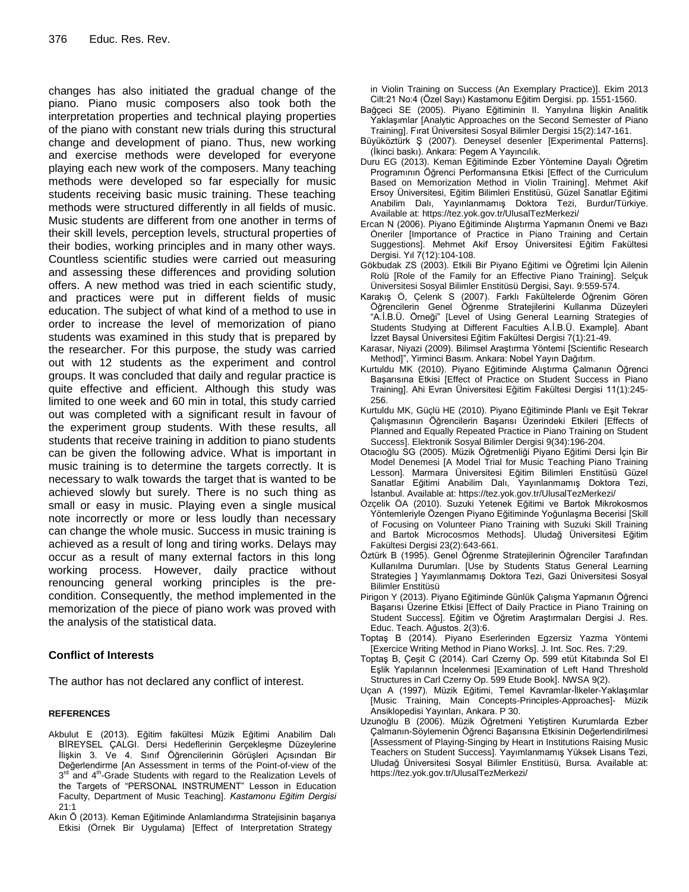changes has also initiated the gradual change of the piano. Piano music composers also took both the interpretation properties and technical playing properties of the piano with constant new trials during this structural change and development of piano. Thus, new working and exercise methods were developed for everyone playing each new work of the composers. Many teaching methods were developed so far especially for music students receiving basic music training. These teaching methods were structured differently in all fields of music. Music students are different from one another in terms of their skill levels, perception levels, structural properties of their bodies, working principles and in many other ways. Countless scientific studies were carried out measuring and assessing these differences and providing solution offers. A new method was tried in each scientific study, and practices were put in different fields of music education. The subject of what kind of a method to use in order to increase the level of memorization of piano students was examined in this study that is prepared by the researcher. For this purpose, the study was carried out with 12 students as the experiment and control groups. It was concluded that daily and regular practice is quite effective and efficient. Although this study was limited to one week and 60 min in total, this study carried out was completed with a significant result in favour of the experiment group students. With these results, all students that receive training in addition to piano students can be given the following advice. What is important in music training is to determine the targets correctly. It is necessary to walk towards the target that is wanted to be achieved slowly but surely. There is no such thing as small or easy in music. Playing even a single musical note incorrectly or more or less loudly than necessary can change the whole music. Success in music training is achieved as a result of long and tiring works. Delays may occur as a result of many external factors in this long working process. However, daily practice without renouncing general working principles is the pre-condition. Consequently, the method implemented in the memorization of the piece of piano work was proved with the analysis of the statistical data.

## Conflict of Interests

The author has not declared any conflict of interest.

## REFERENCES

Akbulut E (2013). Eğitim fakültesi Müzik Eğitimi Anabilim Dalı BİREYSEL ÇALGI. Dersi Hedeflerinin Gerçekleşme Düzeylerine İlişkin 3. Ve 4. Sınıf Öğrencilerinin Görüşleri Açısından Bir Değerlendirme [An Assessment in terms of the Point-of-view of the 3rd and 4th-Grade Students with regard to the Realization Levels of the Targets of "PERSONAL INSTRUMENT" Lesson in Education Faculty, Department of Music Teaching]. *Kastamonu Eğitim Dergisi* 21:1

Akın Ö (2013). Keman Eğitiminde Anlamlandırma Stratejisinin başarıya Etkisi (Örnek Bir Uygulama) [Effect of Interpretation Strategy in Violin Training on Success (An Exemplary Practice)]. Ekim 2013 Cilt:21 No:4 (Özel Sayı) Kastamonu Eğitim Dergisi. pp. 1551-1560.

Bağçeci SE (2005). Piyano Eğitiminin II. Yarıyılına İlişkin Analitik Yaklaşımlar [Analytic Approaches on the Second Semester of Piano Training]. Fırat Üniversitesi Sosyal Bilimler Dergisi 15(2):147-161.

Büyüköztürk Ş (2007). Deneysel desenler [Experimental Patterns]. (İkinci baskı). Ankara: Pegem A Yayıncılık.

Duru EG (2013). Keman Eğitiminde Ezber Yöntemine Dayalı Öğretim Programının Öğrenci Performansına Etkisi [Effect of the Curriculum Based on Memorization Method in Violin Training]. Mehmet Akif Ersoy Üniversitesi, Eğitim Bilimleri Enstitüsü, Güzel Sanatlar Eğitimi Anabilim Dalı, Yayınlanmamış Doktora Tezi, Burdur/Türkiye. Available at: https://tez.yok.gov.tr/UlusalTezMerkezi/

Ercan N (2006). Piyano Eğitiminde Alıştırma Yapmanın Önemi ve Bazı Öneriler [Importance of Practice in Piano Training and Certain Suggestions]. Mehmet Akif Ersoy Üniversitesi Eğitim Fakültesi Dergisi. Yıl 7(12):104-108.

Gökbudak ZS (2003). Etkili Bir Piyano Eğitimi ve Öğretimi İçin Ailenin Rolü [Role of the Family for an Effective Piano Training]. Selçuk Üniversitesi Sosyal Bilimler Enstitüsü Dergisi, Sayı. 9:559-574.

Karakış Ö, Çelenk S (2007). Farklı Fakültelerde Öğrenim Gören Öğrencilerin Genel Öğrenme Stratejilerini Kullanma Düzeyleri "A.İ.B.Ü. Örneği" [Level of Using General Learning Strategies of Students Studying at Different Faculties A.İ.B.Ü. Example]. Abant İzzet Baysal Üniversitesi Eğitim Fakültesi Dergisi 7(1):21-49.

Karasar, Niyazi (2009). Bilimsel Araştırma Yöntemi [Scientific Research Method]", Yirminci Basım. Ankara: Nobel Yayın Dağıtım.

Kurtuldu MK (2010). Piyano Eğitiminde Alıştırma Çalmanın Öğrenci Başarısına Etkisi [Effect of Practice on Student Success in Piano Training]. Ahi Evran Üniversitesi Eğitim Fakültesi Dergisi 11(1):245-256.

Kurtuldu MK, Güçlü HE (2010). Piyano Eğitiminde Planlı ve Eşit Tekrar Çalışmasının Öğrencilerin Başarısı Üzerindeki Etkileri [Effects of Planned and Equally Repeated Practice in Piano Training on Student Success]. Elektronik Sosyal Bilimler Dergisi 9(34):196-204.

Otacıoğlu SG (2005). Müzik Öğretmenliği Piyano Eğitimi Dersi İçin Bir Model Denemesi [A Model Trial for Music Teaching Piano Training Lesson]. Marmara Üniversitesi Eğitim Bilimleri Enstitüsü Güzel Sanatlar Eğitimi Anabilim Dalı, Yayınlanmamış Doktora Tezi, İstanbul. Available at: https://tez.yok.gov.tr/UlusalTezMerkezi/

Özçelik ÖA (2010). Suzuki Yetenek Eğitimi ve Bartok Mikrokosmos Yöntemleriyle Özengen Piyano Eğitiminde Yoğunlaşma Becerisi [Skill of Focusing on Volunteer Piano Training with Suzuki Skill Training and Bartok Microcosmos Methods]. Uludağ Üniversitesi Eğitim Fakültesi Dergisi 23(2):643-661.

Öztürk B (1995). Genel Öğrenme Stratejilerinin Öğrenciler Tarafından Kullanılma Durumları. [Use by Students Status General Learning Strategies ] Yayımlanmamış Doktora Tezi, Gazi Üniversitesi Sosyal Bilimler Enstitüsü

Pirigon Y (2013). Piyano Eğitiminde Günlük Çalışma Yapmanın Öğrenci Başarısı Üzerine Etkisi [Effect of Daily Practice in Piano Training on Student Success]. Eğitim ve Öğretim Araştırmaları Dergisi J. Res. Educ. Teach. Ağustos. 2(3):6.

Toptaş B (2014). Piyano Eserlerinden Egzersiz Yazma Yöntemi [Exercice Writing Method in Piano Works]. J. Int. Soc. Res. 7:29.

Toptaş B, Çeşit C (2014). Carl Czerny Op. 599 etüt Kitabında Sol El Eşlik Yapılarının İncelenmesi [Examination of Left Hand Threshold Structures in Carl Czerny Op. 599 Etude Book]. NWSA 9(2).

Uçan A (1997). Müzik Eğitimi, Temel Kavramlar-İlkeler-Yaklaşımlar [Music Training, Main Concepts-Principles-Approaches]- Müzik Ansiklopedisi Yayınları, Ankara. P 30.

Uzunoğlu B (2006). Müzik Öğretmeni Yetiştiren Kurumlarda Ezber Çalmanın-Söylemenin Öğrenci Başarısına Etkisinin Değerlendirilmesi [Assessment of Playing-Singing by Heart in Institutions Raising Music Teachers on Student Success]. Yayımlanmamış Yüksek Lisans Tezi, Uludağ Üniversitesi Sosyal Bilimler Enstitüsü, Bursa. Available at: https://tez.yok.gov.tr/UlusalTezMerkezi/